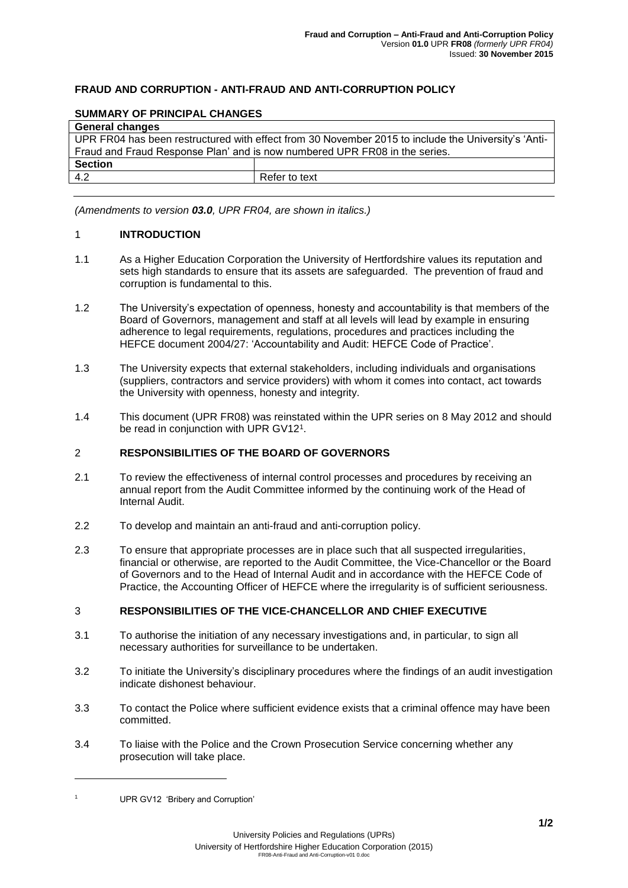## FRAUD AND CORRUPTION - ANTI-FRAUD AND ANTI-CORRUPTION POLICY

### SUMMARY OF PRINCIPAL CHANGES

| **General changes** | |
|---|---|
| UPR FR04 has been restructured with effect from 30 November 2015 to include the University's 'Anti-Fraud and Fraud Response Plan' and is now numbered UPR FR08 in the series. | |
| **Section** | |
| 4.2 | Refer to text |

*(Amendments to version **03.0**, UPR FR04, are shown in italics.)*

### 1 INTRODUCTION

1.1 As a Higher Education Corporation the University of Hertfordshire values its reputation and sets high standards to ensure that its assets are safeguarded. The prevention of fraud and corruption is fundamental to this.

1.2 The University's expectation of openness, honesty and accountability is that members of the Board of Governors, management and staff at all levels will lead by example in ensuring adherence to legal requirements, regulations, procedures and practices including the HEFCE document 2004/27: 'Accountability and Audit: HEFCE Code of Practice'.

1.3 The University expects that external stakeholders, including individuals and organisations (suppliers, contractors and service providers) with whom it comes into contact, act towards the University with openness, honesty and integrity.

1.4 This document (UPR FR08) was reinstated within the UPR series on 8 May 2012 and should be read in conjunction with UPR GV12[1].

### 2 RESPONSIBILITIES OF THE BOARD OF GOVERNORS

2.1 To review the effectiveness of internal control processes and procedures by receiving an annual report from the Audit Committee informed by the continuing work of the Head of Internal Audit.

2.2 To develop and maintain an anti-fraud and anti-corruption policy.

2.3 To ensure that appropriate processes are in place such that all suspected irregularities, financial or otherwise, are reported to the Audit Committee, the Vice-Chancellor or the Board of Governors and to the Head of Internal Audit and in accordance with the HEFCE Code of Practice, the Accounting Officer of HEFCE where the irregularity is of sufficient seriousness.

### 3 RESPONSIBILITIES OF THE VICE-CHANCELLOR AND CHIEF EXECUTIVE

3.1 To authorise the initiation of any necessary investigations and, in particular, to sign all necessary authorities for surveillance to be undertaken.

3.2 To initiate the University's disciplinary procedures where the findings of an audit investigation indicate dishonest behaviour.

3.3 To contact the Police where sufficient evidence exists that a criminal offence may have been committed.

3.4 To liaise with the Police and the Crown Prosecution Service concerning whether any prosecution will take place.

---

[1] UPR GV12 'Bribery and Corruption'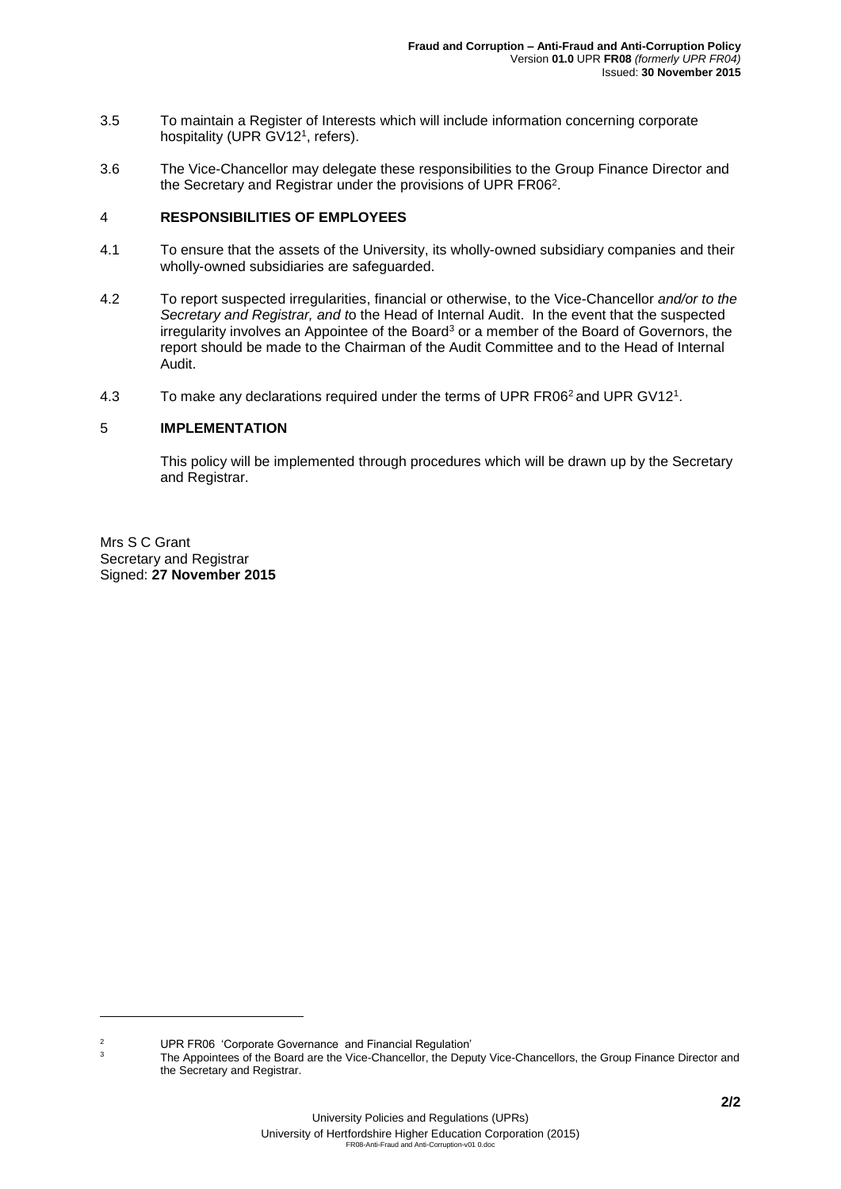3.5 To maintain a Register of Interests which will include information concerning corporate hospitality (UPR GV12[1], refers).

3.6 The Vice-Chancellor may delegate these responsibilities to the Group Finance Director and the Secretary and Registrar under the provisions of UPR FR06[2].

## 4 RESPONSIBILITIES OF EMPLOYEES

4.1 To ensure that the assets of the University, its wholly-owned subsidiary companies and their wholly-owned subsidiaries are safeguarded.

4.2 To report suspected irregularities, financial or otherwise, to the Vice-Chancellor *and/or to the Secretary and Registrar, and t*o the Head of Internal Audit. In the event that the suspected irregularity involves an Appointee of the Board[3] or a member of the Board of Governors, the report should be made to the Chairman of the Audit Committee and to the Head of Internal Audit.

4.3 To make any declarations required under the terms of UPR FR06[2] and UPR GV12[1].

## 5 IMPLEMENTATION

This policy will be implemented through procedures which will be drawn up by the Secretary and Registrar.

Mrs S C Grant
Secretary and Registrar
Signed: **27 November 2015**

---

[2] UPR FR06 'Corporate Governance and Financial Regulation'

[3] The Appointees of the Board are the Vice-Chancellor, the Deputy Vice-Chancellors, the Group Finance Director and the Secretary and Registrar.